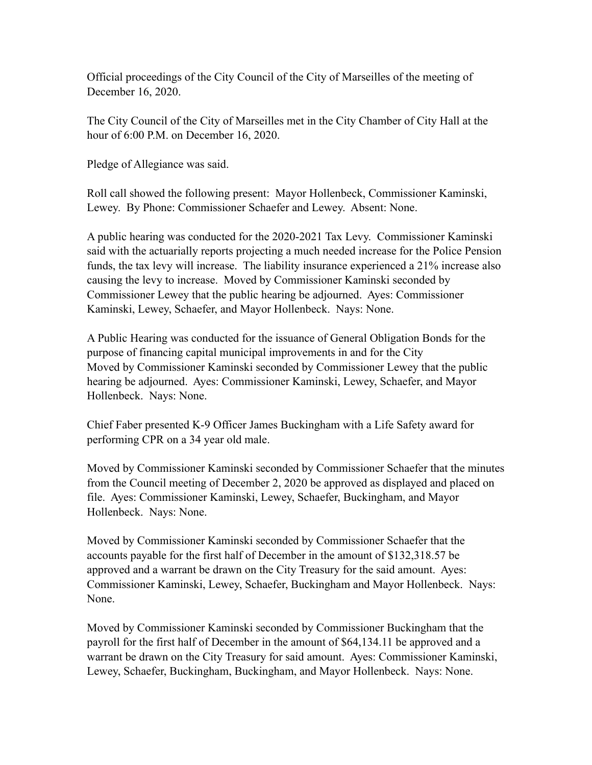Official proceedings of the City Council of the City of Marseilles of the meeting of December 16, 2020.

The City Council of the City of Marseilles met in the City Chamber of City Hall at the hour of 6:00 P.M. on December 16, 2020.

Pledge of Allegiance was said.

Roll call showed the following present: Mayor Hollenbeck, Commissioner Kaminski, Lewey. By Phone: Commissioner Schaefer and Lewey. Absent: None.

A public hearing was conducted for the 2020-2021 Tax Levy. Commissioner Kaminski said with the actuarially reports projecting a much needed increase for the Police Pension funds, the tax levy will increase. The liability insurance experienced a 21% increase also causing the levy to increase. Moved by Commissioner Kaminski seconded by Commissioner Lewey that the public hearing be adjourned. Ayes: Commissioner Kaminski, Lewey, Schaefer, and Mayor Hollenbeck. Nays: None.

A Public Hearing was conducted for the issuance of General Obligation Bonds for the purpose of financing capital municipal improvements in and for the City
Moved by Commissioner Kaminski seconded by Commissioner Lewey that the public hearing be adjourned. Ayes: Commissioner Kaminski, Lewey, Schaefer, and Mayor Hollenbeck. Nays: None.

Chief Faber presented K-9 Officer James Buckingham with a Life Safety award for performing CPR on a 34 year old male.

Moved by Commissioner Kaminski seconded by Commissioner Schaefer that the minutes from the Council meeting of December 2, 2020 be approved as displayed and placed on file. Ayes: Commissioner Kaminski, Lewey, Schaefer, Buckingham, and Mayor Hollenbeck. Nays: None.

Moved by Commissioner Kaminski seconded by Commissioner Schaefer that the accounts payable for the first half of December in the amount of $132,318.57 be approved and a warrant be drawn on the City Treasury for the said amount. Ayes: Commissioner Kaminski, Lewey, Schaefer, Buckingham and Mayor Hollenbeck. Nays: None.

Moved by Commissioner Kaminski seconded by Commissioner Buckingham that the payroll for the first half of December in the amount of $64,134.11 be approved and a warrant be drawn on the City Treasury for said amount. Ayes: Commissioner Kaminski, Lewey, Schaefer, Buckingham, Buckingham, and Mayor Hollenbeck. Nays: None.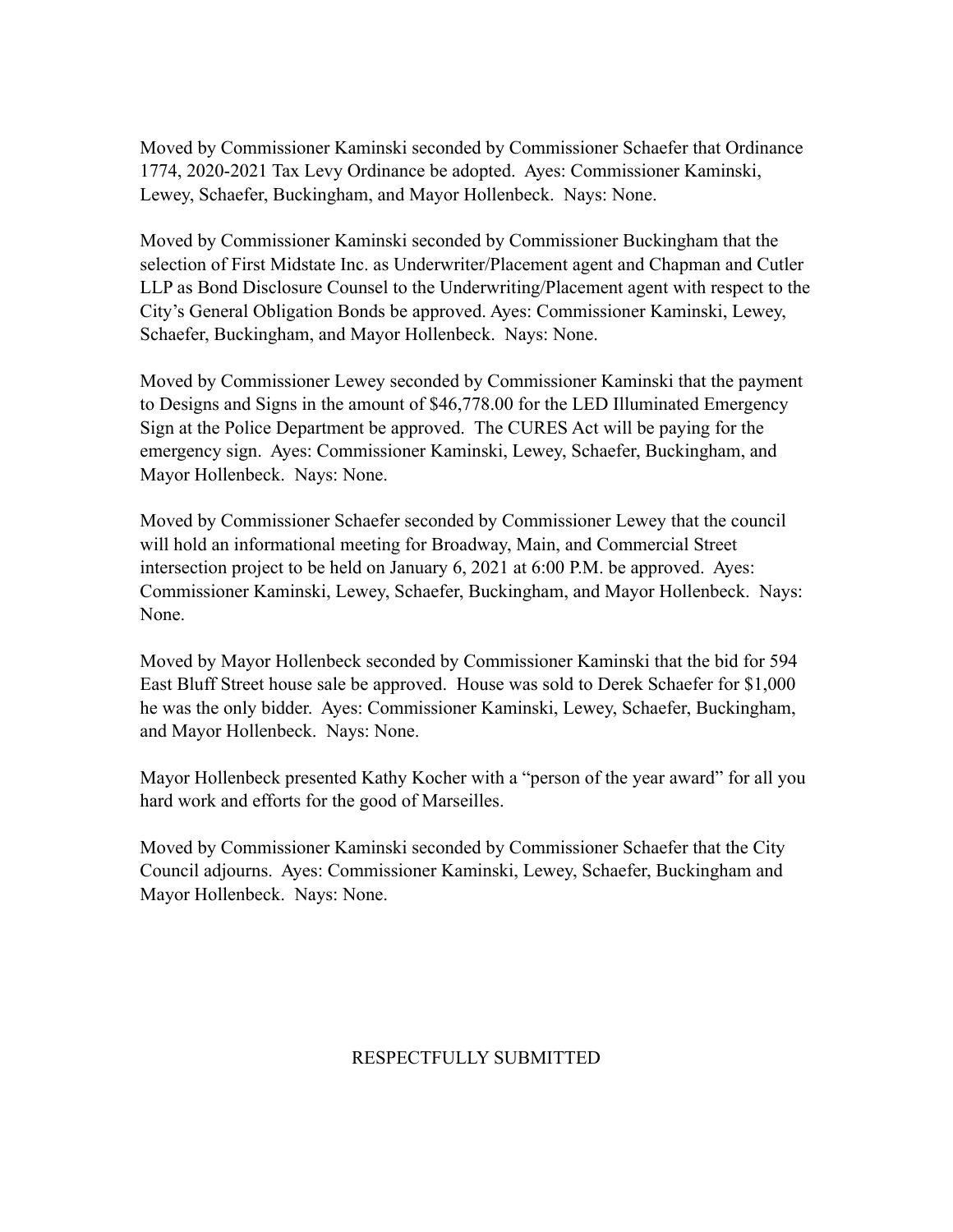Moved by Commissioner Kaminski seconded by Commissioner Schaefer that Ordinance 1774, 2020-2021 Tax Levy Ordinance be adopted. Ayes: Commissioner Kaminski, Lewey, Schaefer, Buckingham, and Mayor Hollenbeck. Nays: None.

Moved by Commissioner Kaminski seconded by Commissioner Buckingham that the selection of First Midstate Inc. as Underwriter/Placement agent and Chapman and Cutler LLP as Bond Disclosure Counsel to the Underwriting/Placement agent with respect to the City's General Obligation Bonds be approved. Ayes: Commissioner Kaminski, Lewey, Schaefer, Buckingham, and Mayor Hollenbeck. Nays: None.

Moved by Commissioner Lewey seconded by Commissioner Kaminski that the payment to Designs and Signs in the amount of $46,778.00 for the LED Illuminated Emergency Sign at the Police Department be approved. The CURES Act will be paying for the emergency sign. Ayes: Commissioner Kaminski, Lewey, Schaefer, Buckingham, and Mayor Hollenbeck. Nays: None.

Moved by Commissioner Schaefer seconded by Commissioner Lewey that the council will hold an informational meeting for Broadway, Main, and Commercial Street intersection project to be held on January 6, 2021 at 6:00 P.M. be approved. Ayes: Commissioner Kaminski, Lewey, Schaefer, Buckingham, and Mayor Hollenbeck. Nays: None.

Moved by Mayor Hollenbeck seconded by Commissioner Kaminski that the bid for 594 East Bluff Street house sale be approved. House was sold to Derek Schaefer for $1,000 he was the only bidder. Ayes: Commissioner Kaminski, Lewey, Schaefer, Buckingham, and Mayor Hollenbeck. Nays: None.

Mayor Hollenbeck presented Kathy Kocher with a "person of the year award" for all you hard work and efforts for the good of Marseilles.

Moved by Commissioner Kaminski seconded by Commissioner Schaefer that the City Council adjourns. Ayes: Commissioner Kaminski, Lewey, Schaefer, Buckingham and Mayor Hollenbeck. Nays: None.

RESPECTFULLY SUBMITTED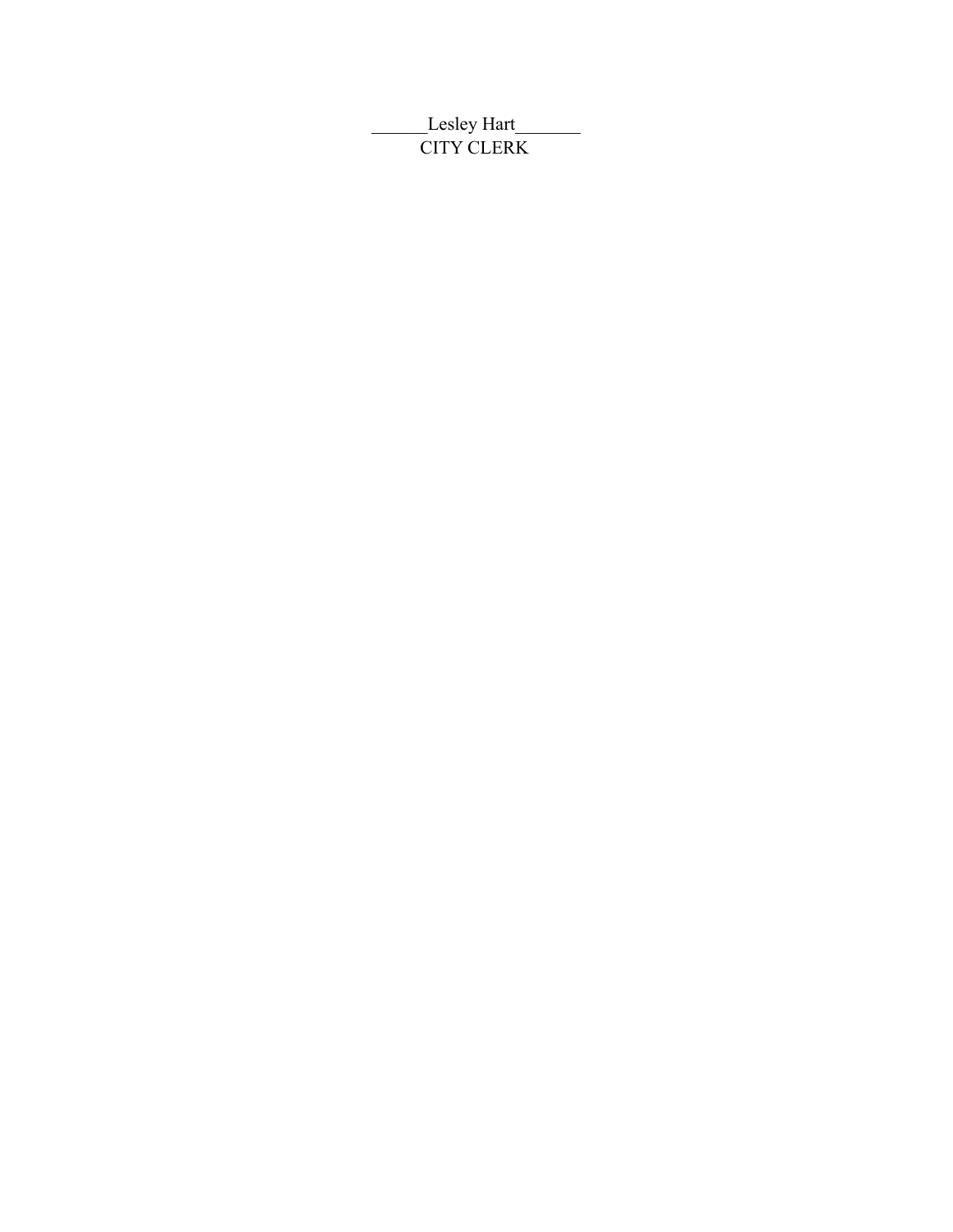______Lesley Hart_______
CITY CLERK